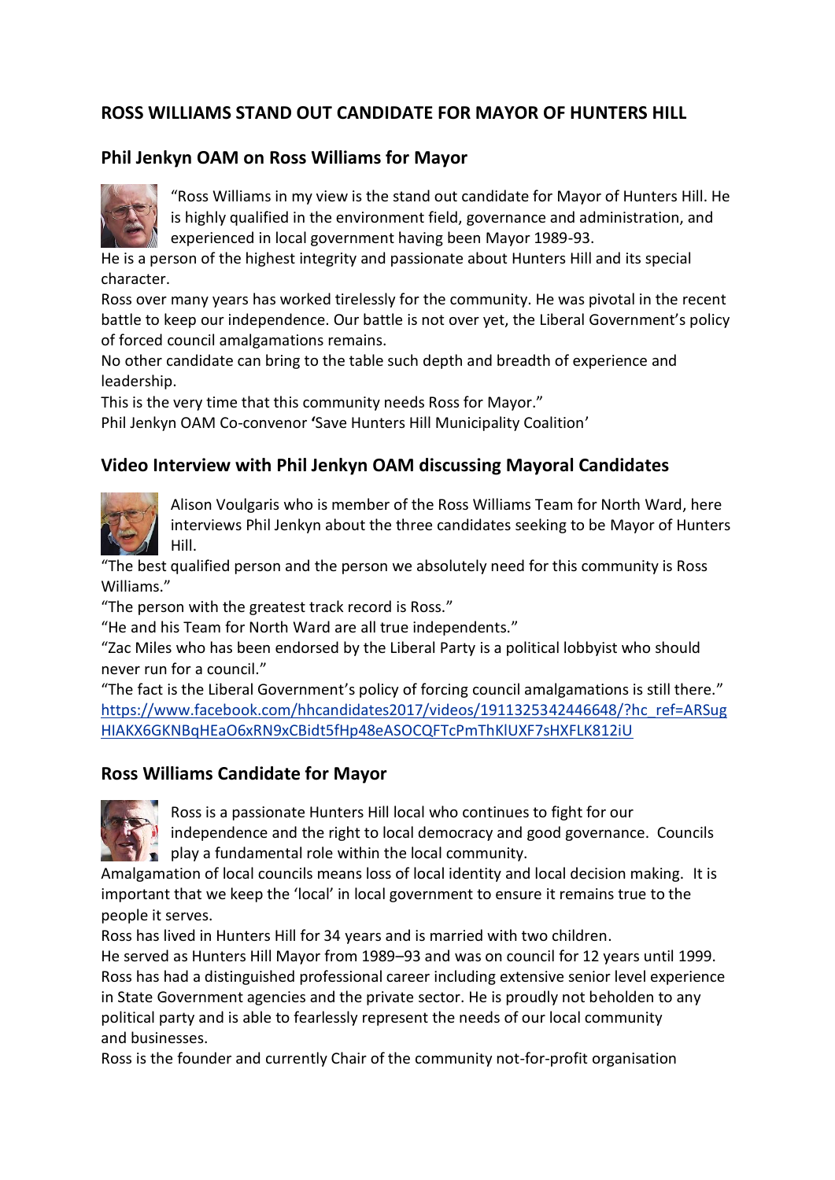## ROSS WILLIAMS STAND OUT CANDIDATE FOR MAYOR OF HUNTERS HILL

### Phil Jenkyn OAM on Ross Williams for Mayor

"Ross Williams in my view is the stand out candidate for Mayor of Hunters Hill. He is highly qualified in the environment field, governance and administration, and experienced in local government having been Mayor 1989-93.
He is a person of the highest integrity and passionate about Hunters Hill and its special character.
Ross over many years has worked tirelessly for the community. He was pivotal in the recent battle to keep our independence. Our battle is not over yet, the Liberal Government's policy of forced council amalgamations remains.
No other candidate can bring to the table such depth and breadth of experience and leadership.
This is the very time that this community needs Ross for Mayor."
Phil Jenkyn OAM Co-convenor **'**Save Hunters Hill Municipality Coalition'

### Video Interview with Phil Jenkyn OAM discussing Mayoral Candidates

Alison Voulgaris who is member of the Ross Williams Team for North Ward, here interviews Phil Jenkyn about the three candidates seeking to be Mayor of Hunters Hill.
"The best qualified person and the person we absolutely need for this community is Ross Williams."
"The person with the greatest track record is Ross."
"He and his Team for North Ward are all true independents."
"Zac Miles who has been endorsed by the Liberal Party is a political lobbyist who should never run for a council."
"The fact is the Liberal Government's policy of forcing council amalgamations is still there."
[https://www.facebook.com/hhcandidates2017/videos/1911325342446648/?hc_ref=ARSugHIAKX6GKNBqHEaO6xRN9xCBidt5fHp48eASOCQFTcPmThKlUXF7sHXFLK812iU](https://www.facebook.com/hhcandidates2017/videos/1911325342446648/?hc_ref=ARSugHIAKX6GKNBqHEaO6xRN9xCBidt5fHp48eASOCQFTcPmThKlUXF7sHXFLK812iU)

### Ross Williams Candidate for Mayor

Ross is a passionate Hunters Hill local who continues to fight for our independence and the right to local democracy and good governance. Councils play a fundamental role within the local community.
Amalgamation of local councils means loss of local identity and local decision making. It is important that we keep the 'local' in local government to ensure it remains true to the people it serves.
Ross has lived in Hunters Hill for 34 years and is married with two children.
He served as Hunters Hill Mayor from 1989–93 and was on council for 12 years until 1999.
Ross has had a distinguished professional career including extensive senior level experience in State Government agencies and the private sector. He is proudly not beholden to any political party and is able to fearlessly represent the needs of our local community and businesses.
Ross is the founder and currently Chair of the community not-for-profit organisation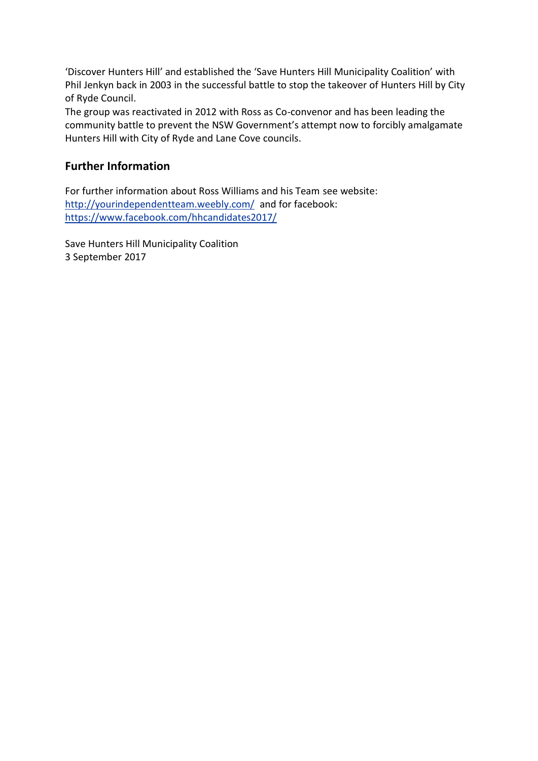'Discover Hunters Hill' and established the 'Save Hunters Hill Municipality Coalition' with Phil Jenkyn back in 2003 in the successful battle to stop the takeover of Hunters Hill by City of Ryde Council.

The group was reactivated in 2012 with Ross as Co-convenor and has been leading the community battle to prevent the NSW Government's attempt now to forcibly amalgamate Hunters Hill with City of Ryde and Lane Cove councils.

## Further Information

For further information about Ross Williams and his Team see website: http://yourindependentteam.weebly.com/ and for facebook: https://www.facebook.com/hhcandidates2017/

Save Hunters Hill Municipality Coalition
3 September 2017